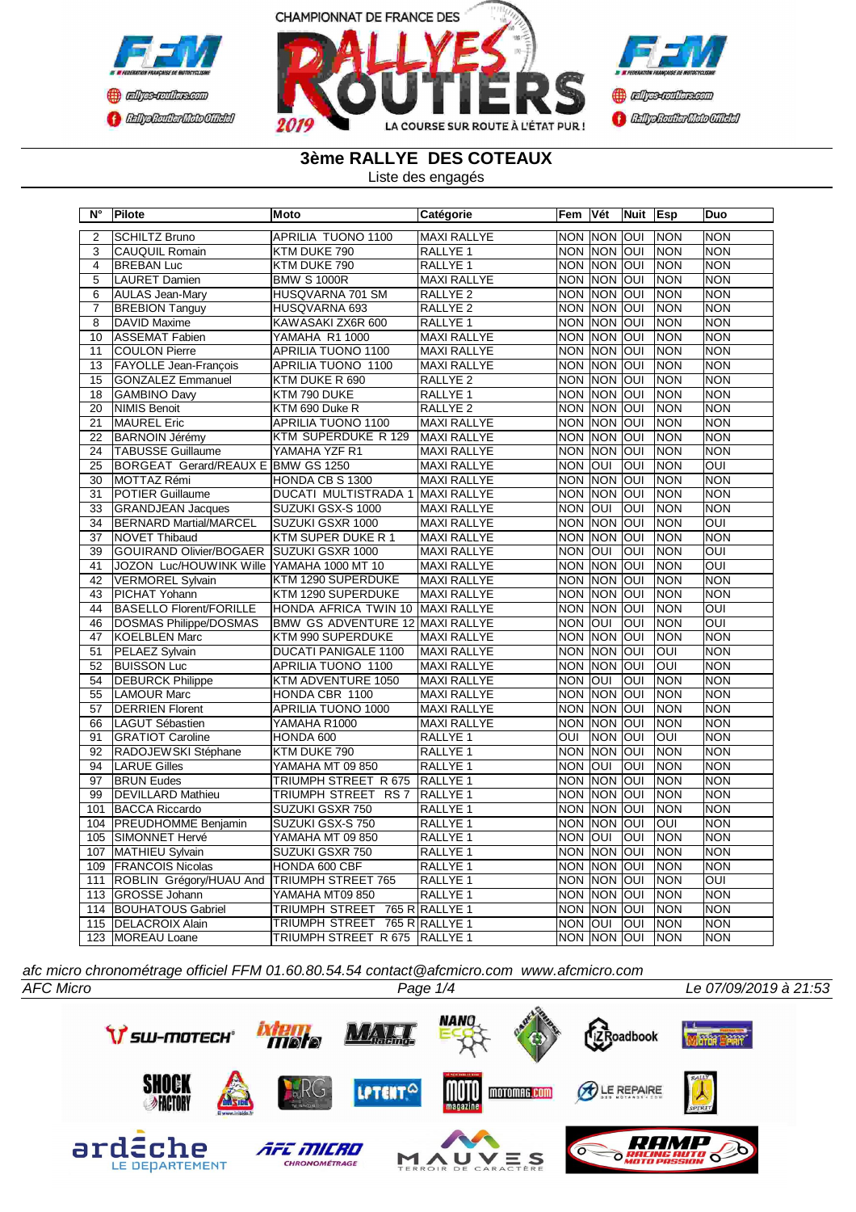CHAMPIONNAT DE FRANCE DES RALLYES ROUTIERS 2019

LA COURSE SUR ROUTE À L'ÉTAT PUR !

# 3ème RALLYE DES COTEAUX

Liste des engagés

| N° | Pilote | Moto | Catégorie | Fem | Vét | Nuit | Esp | Duo |
|---|---|---|---|---|---|---|---|---|
| 2 | SCHILTZ Bruno | APRILIA TUONO 1100 | MAXI RALLYE | NON | NON | OUI | NON | NON |
| 3 | CAUQUIL Romain | KTM DUKE 790 | RALLYE 1 | NON | NON | OUI | NON | NON |
| 4 | BREBAN Luc | KTM DUKE 790 | RALLYE 1 | NON | NON | OUI | NON | NON |
| 5 | LAURET Damien | BMW S 1000R | MAXI RALLYE | NON | NON | OUI | NON | NON |
| 6 | AULAS Jean-Mary | HUSQVARNA 701 SM | RALLYE 2 | NON | NON | OUI | NON | NON |
| 7 | BREBION Tanguy | HUSQVARNA 693 | RALLYE 2 | NON | NON | OUI | NON | NON |
| 8 | DAVID Maxime | KAWASAKI ZX6R 600 | RALLYE 1 | NON | NON | OUI | NON | NON |
| 10 | ASSEMAT Fabien | YAMAHA R1 1000 | MAXI RALLYE | NON | NON | OUI | NON | NON |
| 11 | COULON Pierre | APRILIA TUONO 1100 | MAXI RALLYE | NON | NON | OUI | NON | NON |
| 13 | FAYOLLE Jean-François | APRILIA TUONO 1100 | MAXI RALLYE | NON | NON | OUI | NON | NON |
| 15 | GONZALEZ Emmanuel | KTM DUKE R 690 | RALLYE 2 | NON | NON | OUI | NON | NON |
| 18 | GAMBINO Davy | KTM 790 DUKE | RALLYE 1 | NON | NON | OUI | NON | NON |
| 20 | NIMIS Benoit | KTM 690 Duke R | RALLYE 2 | NON | NON | OUI | NON | NON |
| 21 | MAUREL Eric | APRILIA TUONO 1100 | MAXI RALLYE | NON | NON | OUI | NON | NON |
| 22 | BARNOIN Jérémy | KTM SUPERDUKE R 129 | MAXI RALLYE | NON | NON | OUI | NON | NON |
| 24 | TABUSSE Guillaume | YAMAHA YZF R1 | MAXI RALLYE | NON | NON | OUI | NON | NON |
| 25 | BORGEAT Gerard/REAUX E | BMW GS 1250 | MAXI RALLYE | NON | OUI | OUI | NON | OUI |
| 30 | MOTTAZ Rémi | HONDA CB S 1300 | MAXI RALLYE | NON | NON | OUI | NON | NON |
| 31 | POTIER Guillaume | DUCATI MULTISTRADA 1 | MAXI RALLYE | NON | NON | OUI | NON | NON |
| 33 | GRANDJEAN Jacques | SUZUKI GSX-S 1000 | MAXI RALLYE | NON | OUI | OUI | NON | NON |
| 34 | BERNARD Martial/MARCEL | SUZUKI GSXR 1000 | MAXI RALLYE | NON | NON | OUI | NON | OUI |
| 37 | NOVET Thibaud | KTM SUPER DUKE R 1 | MAXI RALLYE | NON | NON | OUI | NON | NON |
| 39 | GOUIRAND Olivier/BOGAER | SUZUKI GSXR 1000 | MAXI RALLYE | NON | OUI | OUI | NON | OUI |
| 41 | JOZON Luc/HOUWINK Wille | YAMAHA 1000 MT 10 | MAXI RALLYE | NON | NON | OUI | NON | OUI |
| 42 | VERMOREL Sylvain | KTM 1290 SUPERDUKE | MAXI RALLYE | NON | NON | OUI | NON | NON |
| 43 | PICHAT Yohann | KTM 1290 SUPERDUKE | MAXI RALLYE | NON | NON | OUI | NON | NON |
| 44 | BASELLO Florent/FORILLE | HONDA AFRICA TWIN 10 | MAXI RALLYE | NON | NON | OUI | NON | OUI |
| 46 | DOSMAS Philippe/DOSMAS | BMW GS ADVENTURE 12 | MAXI RALLYE | NON | OUI | OUI | NON | OUI |
| 47 | KOELBLEN Marc | KTM 990 SUPERDUKE | MAXI RALLYE | NON | NON | OUI | NON | NON |
| 51 | PELAEZ Sylvain | DUCATI PANIGALE 1100 | MAXI RALLYE | NON | NON | OUI | OUI | NON |
| 52 | BUISSON Luc | APRILIA TUONO 1100 | MAXI RALLYE | NON | NON | OUI | OUI | NON |
| 54 | DEBURCK Philippe | KTM ADVENTURE 1050 | MAXI RALLYE | NON | OUI | OUI | NON | NON |
| 55 | LAMOUR Marc | HONDA CBR 1100 | MAXI RALLYE | NON | NON | OUI | NON | NON |
| 57 | DERRIEN Florent | APRILIA TUONO 1000 | MAXI RALLYE | NON | NON | OUI | NON | NON |
| 66 | LAGUT Sébastien | YAMAHA R1000 | MAXI RALLYE | NON | NON | OUI | NON | NON |
| 91 | GRATIOT Caroline | HONDA 600 | RALLYE 1 | OUI | NON | OUI | OUI | NON |
| 92 | RADOJEWSKI Stéphane | KTM DUKE 790 | RALLYE 1 | NON | NON | OUI | NON | NON |
| 94 | LARUE Gilles | YAMAHA MT 09 850 | RALLYE 1 | NON | OUI | OUI | NON | NON |
| 97 | BRUN Eudes | TRIUMPH STREET R 675 | RALLYE 1 | NON | NON | OUI | NON | NON |
| 99 | DEVILLARD Mathieu | TRIUMPH STREET RS 7 | RALLYE 1 | NON | NON | OUI | NON | NON |
| 101 | BACCA Riccardo | SUZUKI GSXR 750 | RALLYE 1 | NON | NON | OUI | NON | NON |
| 104 | PREUDHOMME Benjamin | SUZUKI GSX-S 750 | RALLYE 1 | NON | NON | OUI | OUI | NON |
| 105 | SIMONNET Hervé | YAMAHA MT 09 850 | RALLYE 1 | NON | OUI | OUI | NON | NON |
| 107 | MATHIEU Sylvain | SUZUKI GSXR 750 | RALLYE 1 | NON | NON | OUI | NON | NON |
| 109 | FRANCOIS Nicolas | HONDA 600 CBF | RALLYE 1 | NON | NON | OUI | NON | NON |
| 111 | ROBLIN Grégory/HUAU And | TRIUMPH STREET 765 | RALLYE 1 | NON | NON | OUI | NON | OUI |
| 113 | GROSSE Johann | YAMAHA MT09 850 | RALLYE 1 | NON | NON | OUI | NON | NON |
| 114 | BOUHATOUS Gabriel | TRIUMPH STREET 765 R | RALLYE 1 | NON | NON | OUI | NON | NON |
| 115 | DELACROIX Alain | TRIUMPH STREET 765 R | RALLYE 1 | NON | OUI | OUI | NON | NON |
| 123 | MOREAU Loane | TRIUMPH STREET R 675 | RALLYE 1 | NON | NON | OUI | NON | NON |

*afc micro chronométrage officiel FFM 01.60.80.54.54 contact@afcmicro.com www.afcmicro.com*

*AFC Micro* — *Le 07/09/2019 à 21:53*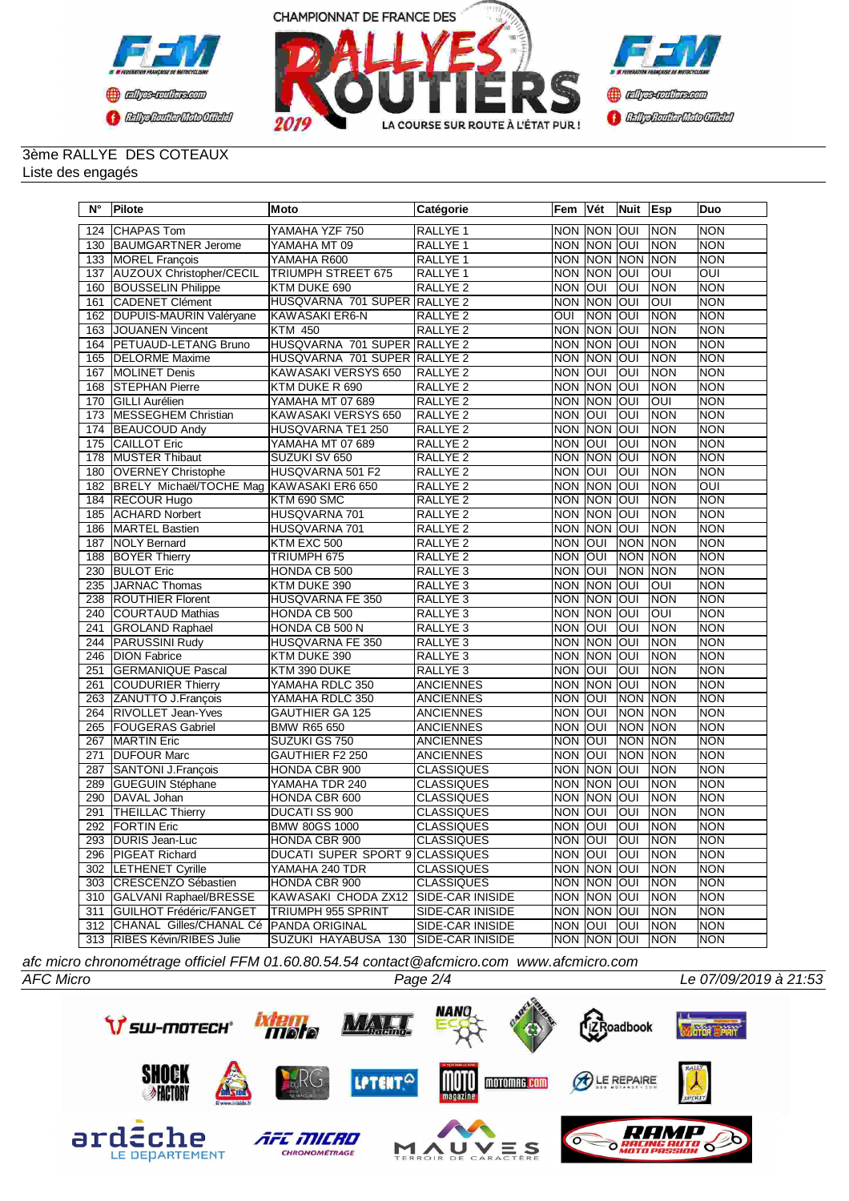3ème RALLYE DES COTEAUX

Liste des engagés

| N° | Pilote | Moto | Catégorie | Fem | Vét | Nuit | Esp | Duo |
|---|---|---|---|---|---|---|---|---|
| 124 | CHAPAS Tom | YAMAHA YZF 750 | RALLYE 1 | NON | NON | OUI | NON | NON |
| 130 | BAUMGARTNER Jerome | YAMAHA MT 09 | RALLYE 1 | NON | NON | OUI | NON | NON |
| 133 | MOREL François | YAMAHA R600 | RALLYE 1 | NON | NON | NON | NON | NON |
| 137 | AUZOUX Christopher/CECIL | TRIUMPH STREET 675 | RALLYE 1 | NON | NON | OUI | OUI | OUI |
| 160 | BOUSSELIN Philippe | KTM DUKE 690 | RALLYE 2 | NON | OUI | OUI | NON | NON |
| 161 | CADENET Clément | HUSQVARNA 701 SUPER | RALLYE 2 | NON | NON | OUI | OUI | NON |
| 162 | DUPUIS-MAURIN Valéryane | KAWASAKI ER6-N | RALLYE 2 | OUI | NON | OUI | NON | NON |
| 163 | JOUANEN Vincent | KTM 450 | RALLYE 2 | NON | NON | OUI | NON | NON |
| 164 | PETUAUD-LETANG Bruno | HUSQVARNA 701 SUPER | RALLYE 2 | NON | NON | OUI | NON | NON |
| 165 | DELORME Maxime | HUSQVARNA 701 SUPER | RALLYE 2 | NON | NON | OUI | NON | NON |
| 167 | MOLINET Denis | KAWASAKI VERSYS 650 | RALLYE 2 | NON | OUI | OUI | NON | NON |
| 168 | STEPHAN Pierre | KTM DUKE R 690 | RALLYE 2 | NON | NON | OUI | NON | NON |
| 170 | GILLI Aurélien | YAMAHA MT 07 689 | RALLYE 2 | NON | NON | OUI | OUI | NON |
| 173 | MESSEGHEM Christian | KAWASAKI VERSYS 650 | RALLYE 2 | NON | OUI | OUI | NON | NON |
| 174 | BEAUCOUD Andy | HUSQVARNA TE1 250 | RALLYE 2 | NON | NON | OUI | NON | NON |
| 175 | CAILLOT Eric | YAMAHA MT 07 689 | RALLYE 2 | NON | OUI | OUI | NON | NON |
| 178 | MUSTER Thibaut | SUZUKI SV 650 | RALLYE 2 | NON | NON | OUI | NON | NON |
| 180 | OVERNEY Christophe | HUSQVARNA 501 F2 | RALLYE 2 | NON | OUI | OUI | NON | NON |
| 182 | BRELY Michaël/TOCHE Mag | KAWASAKI ER6 650 | RALLYE 2 | NON | NON | OUI | NON | OUI |
| 184 | RECOUR Hugo | KTM 690 SMC | RALLYE 2 | NON | NON | OUI | NON | NON |
| 185 | ACHARD Norbert | HUSQVARNA 701 | RALLYE 2 | NON | NON | OUI | NON | NON |
| 186 | MARTEL Bastien | HUSQVARNA 701 | RALLYE 2 | NON | NON | OUI | NON | NON |
| 187 | NOLY Bernard | KTM EXC 500 | RALLYE 2 | NON | OUI | NON | NON | NON |
| 188 | BOYER Thierry | TRIUMPH 675 | RALLYE 2 | NON | OUI | NON | NON | NON |
| 230 | BULOT Eric | HONDA CB 500 | RALLYE 3 | NON | OUI | NON | NON | NON |
| 235 | JARNAC Thomas | KTM DUKE 390 | RALLYE 3 | NON | NON | OUI | OUI | NON |
| 238 | ROUTHIER Florent | HUSQVARNA FE 350 | RALLYE 3 | NON | NON | OUI | NON | NON |
| 240 | COURTAUD Mathias | HONDA CB 500 | RALLYE 3 | NON | NON | OUI | OUI | NON |
| 241 | GROLAND Raphael | HONDA CB 500 N | RALLYE 3 | NON | OUI | OUI | NON | NON |
| 244 | PARUSSINI Rudy | HUSQVARNA FE 350 | RALLYE 3 | NON | NON | OUI | NON | NON |
| 246 | DION Fabrice | KTM DUKE 390 | RALLYE 3 | NON | NON | OUI | NON | NON |
| 251 | GERMANIQUE Pascal | KTM 390 DUKE | RALLYE 3 | NON | OUI | OUI | NON | NON |
| 261 | COUDURIER Thierry | YAMAHA RDLC 350 | ANCIENNES | NON | NON | OUI | NON | NON |
| 263 | ZANUTTO J.François | YAMAHA RDLC 350 | ANCIENNES | NON | OUI | NON | NON | NON |
| 264 | RIVOLLET Jean-Yves | GAUTHIER GA 125 | ANCIENNES | NON | OUI | NON | NON | NON |
| 265 | FOUGERAS Gabriel | BMW R65 650 | ANCIENNES | NON | OUI | NON | NON | NON |
| 267 | MARTIN Eric | SUZUKI GS 750 | ANCIENNES | NON | OUI | NON | NON | NON |
| 271 | DUFOUR Marc | GAUTHIER F2 250 | ANCIENNES | NON | OUI | NON | NON | NON |
| 287 | SANTONI J.François | HONDA CBR 900 | CLASSIQUES | NON | NON | OUI | NON | NON |
| 289 | GUEGUIN Stéphane | YAMAHA TDR 240 | CLASSIQUES | NON | NON | OUI | NON | NON |
| 290 | DAVAL Johan | HONDA CBR 600 | CLASSIQUES | NON | NON | OUI | NON | NON |
| 291 | THEILLAC Thierry | DUCATI SS 900 | CLASSIQUES | NON | OUI | OUI | NON | NON |
| 292 | FORTIN Eric | BMW 80GS 1000 | CLASSIQUES | NON | OUI | OUI | NON | NON |
| 293 | DURIS Jean-Luc | HONDA CBR 900 | CLASSIQUES | NON | OUI | OUI | NON | NON |
| 296 | PIGEAT Richard | DUCATI SUPER SPORT 9 | CLASSIQUES | NON | OUI | OUI | NON | NON |
| 302 | LETHENET Cyrille | YAMAHA 240 TDR | CLASSIQUES | NON | NON | OUI | NON | NON |
| 303 | CRESCENZO Sébastien | HONDA CBR 900 | CLASSIQUES | NON | NON | OUI | NON | NON |
| 310 | GALVANI Raphael/BRESSE | KAWASAKI CHODA ZX12 | SIDE-CAR INISIDE | NON | NON | OUI | NON | NON |
| 311 | GUILHOT Frédéric/FANGET | TRIUMPH 955 SPRINT | SIDE-CAR INISIDE | NON | NON | OUI | NON | NON |
| 312 | CHANAL Gilles/CHANAL Cé | PANDA ORIGINAL | SIDE-CAR INISIDE | NON | OUI | OUI | NON | NON |
| 313 | RIBES Kévin/RIBES Julie | SUZUKI HAYABUSA 130 | SIDE-CAR INISIDE | NON | NON | OUI | NON | NON |

*afc micro chronométrage officiel FFM 01.60.80.54.54 contact@afcmicro.com www.afcmicro.com*

*AFC Micro* | *Le 07/09/2019 à 21:53*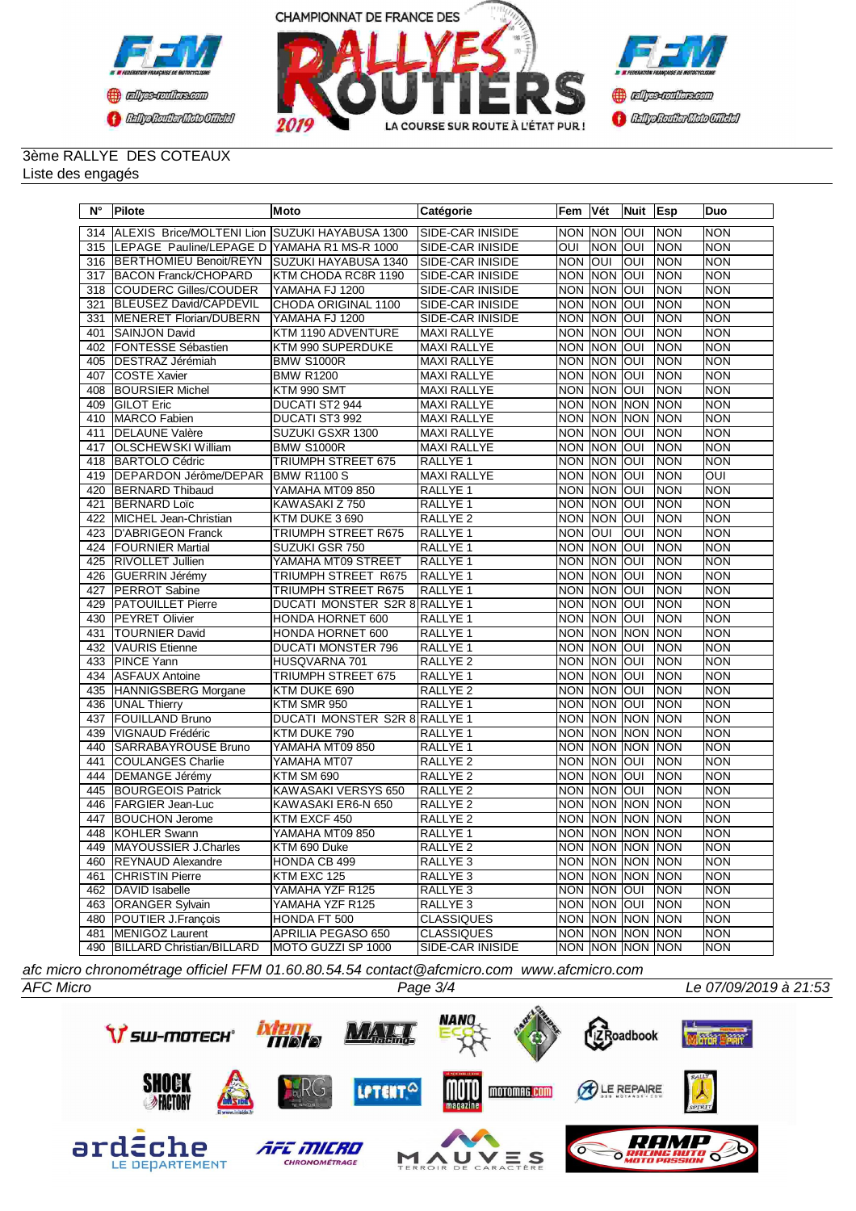3ème RALLYE DES COTEAUX

Liste des engagés

| N° | Pilote | Moto | Catégorie | Fem | Vét | Nuit | Esp | Duo |
|---|---|---|---|---|---|---|---|---|
| 314 | ALEXIS Brice/MOLTENI Lion | SUZUKI HAYABUSA 1300 | SIDE-CAR INISIDE | NON | NON | OUI | NON | NON |
| 315 | LEPAGE Pauline/LEPAGE D | YAMAHA R1 MS-R 1000 | SIDE-CAR INISIDE | OUI | NON | OUI | NON | NON |
| 316 | BERTHOMIEU Benoit/REYN | SUZUKI HAYABUSA 1340 | SIDE-CAR INISIDE | NON | OUI | OUI | NON | NON |
| 317 | BACON Franck/CHOPARD | KTM CHODA RC8R 1190 | SIDE-CAR INISIDE | NON | NON | OUI | NON | NON |
| 318 | COUDERC Gilles/COUDER | YAMAHA FJ 1200 | SIDE-CAR INISIDE | NON | NON | OUI | NON | NON |
| 321 | BLEUSEZ David/CAPDEVIL | CHODA ORIGINAL 1100 | SIDE-CAR INISIDE | NON | NON | OUI | NON | NON |
| 331 | MENERET Florian/DUBERN | YAMAHA FJ 1200 | SIDE-CAR INISIDE | NON | NON | OUI | NON | NON |
| 401 | SAINJON David | KTM 1190 ADVENTURE | MAXI RALLYE | NON | NON | OUI | NON | NON |
| 402 | FONTESSE Sébastien | KTM 990 SUPERDUKE | MAXI RALLYE | NON | NON | OUI | NON | NON |
| 405 | DESTRAZ Jérémiah | BMW S1000R | MAXI RALLYE | NON | NON | OUI | NON | NON |
| 407 | COSTE Xavier | BMW R1200 | MAXI RALLYE | NON | NON | OUI | NON | NON |
| 408 | BOURSIER Michel | KTM 990 SMT | MAXI RALLYE | NON | NON | OUI | NON | NON |
| 409 | GILOT Eric | DUCATI ST2 944 | MAXI RALLYE | NON | NON | NON | NON | NON |
| 410 | MARCO Fabien | DUCATI ST3 992 | MAXI RALLYE | NON | NON | NON | NON | NON |
| 411 | DELAUNE Valère | SUZUKI GSXR 1300 | MAXI RALLYE | NON | NON | OUI | NON | NON |
| 417 | OLSCHEWSKI William | BMW S1000R | MAXI RALLYE | NON | NON | OUI | NON | NON |
| 418 | BARTOLO Cédric | TRIUMPH STREET 675 | RALLYE 1 | NON | NON | OUI | NON | NON |
| 419 | DEPARDON Jérôme/DEPAR | BMW R1100 S | MAXI RALLYE | NON | NON | OUI | NON | OUI |
| 420 | BERNARD Thibaud | YAMAHA MT09 850 | RALLYE 1 | NON | NON | OUI | NON | NON |
| 421 | BERNARD Loïc | KAWASAKI Z 750 | RALLYE 1 | NON | NON | OUI | NON | NON |
| 422 | MICHEL Jean-Christian | KTM DUKE 3 690 | RALLYE 2 | NON | NON | OUI | NON | NON |
| 423 | D'ABRIGEON Franck | TRIUMPH STREET R675 | RALLYE 1 | NON | OUI | OUI | NON | NON |
| 424 | FOURNIER Martial | SUZUKI GSR 750 | RALLYE 1 | NON | NON | OUI | NON | NON |
| 425 | RIVOLLET Jullien | YAMAHA MT09 STREET | RALLYE 1 | NON | NON | OUI | NON | NON |
| 426 | GUERRIN Jérémy | TRIUMPH STREET R675 | RALLYE 1 | NON | NON | OUI | NON | NON |
| 427 | PERROT Sabine | TRIUMPH STREET R675 | RALLYE 1 | NON | NON | OUI | NON | NON |
| 429 | PATOUILLET Pierre | DUCATI MONSTER S2R 8 | RALLYE 1 | NON | NON | OUI | NON | NON |
| 430 | PEYRET Olivier | HONDA HORNET 600 | RALLYE 1 | NON | NON | OUI | NON | NON |
| 431 | TOURNIER David | HONDA HORNET 600 | RALLYE 1 | NON | NON | NON | NON | NON |
| 432 | VAURIS Etienne | DUCATI MONSTER 796 | RALLYE 1 | NON | NON | OUI | NON | NON |
| 433 | PINCE Yann | HUSQVARNA 701 | RALLYE 2 | NON | NON | OUI | NON | NON |
| 434 | ASFAUX Antoine | TRIUMPH STREET 675 | RALLYE 1 | NON | NON | OUI | NON | NON |
| 435 | HANNIGSBERG Morgane | KTM DUKE 690 | RALLYE 2 | NON | NON | OUI | NON | NON |
| 436 | UNAL Thierry | KTM SMR 950 | RALLYE 1 | NON | NON | OUI | NON | NON |
| 437 | FOUILLAND Bruno | DUCATI MONSTER S2R 8 | RALLYE 1 | NON | NON | NON | NON | NON |
| 439 | VIGNAUD Frédéric | KTM DUKE 790 | RALLYE 1 | NON | NON | NON | NON | NON |
| 440 | SARRABAYROUSE Bruno | YAMAHA MT09 850 | RALLYE 1 | NON | NON | NON | NON | NON |
| 441 | COULANGES Charlie | YAMAHA MT07 | RALLYE 2 | NON | NON | OUI | NON | NON |
| 444 | DEMANGE Jérémy | KTM SM 690 | RALLYE 2 | NON | NON | OUI | NON | NON |
| 445 | BOURGEOIS Patrick | KAWASAKI VERSYS 650 | RALLYE 2 | NON | NON | OUI | NON | NON |
| 446 | FARGIER Jean-Luc | KAWASAKI ER6-N 650 | RALLYE 2 | NON | NON | NON | NON | NON |
| 447 | BOUCHON Jerome | KTM EXCF 450 | RALLYE 2 | NON | NON | NON | NON | NON |
| 448 | KOHLER Swann | YAMAHA MT09 850 | RALLYE 1 | NON | NON | NON | NON | NON |
| 449 | MAYOUSSIER J.Charles | KTM 690 Duke | RALLYE 2 | NON | NON | NON | NON | NON |
| 460 | REYNAUD Alexandre | HONDA CB 499 | RALLYE 3 | NON | NON | NON | NON | NON |
| 461 | CHRISTIN Pierre | KTM EXC 125 | RALLYE 3 | NON | NON | NON | NON | NON |
| 462 | DAVID Isabelle | YAMAHA YZF R125 | RALLYE 3 | NON | NON | OUI | NON | NON |
| 463 | ORANGER Sylvain | YAMAHA YZF R125 | RALLYE 3 | NON | NON | OUI | NON | NON |
| 480 | POUTIER J.François | HONDA FT 500 | CLASSIQUES | NON | NON | NON | NON | NON |
| 481 | MENIGOZ Laurent | APRILIA PEGASO 650 | CLASSIQUES | NON | NON | NON | NON | NON |
| 490 | BILLARD Christian/BILLARD | MOTO GUZZI SP 1000 | SIDE-CAR INISIDE | NON | NON | NON | NON | NON |

*afc micro chronométrage officiel FFM 01.60.80.54.54 contact@afcmicro.com www.afcmicro.com*

*AFC Micro* — *Le 07/09/2019 à 21:53*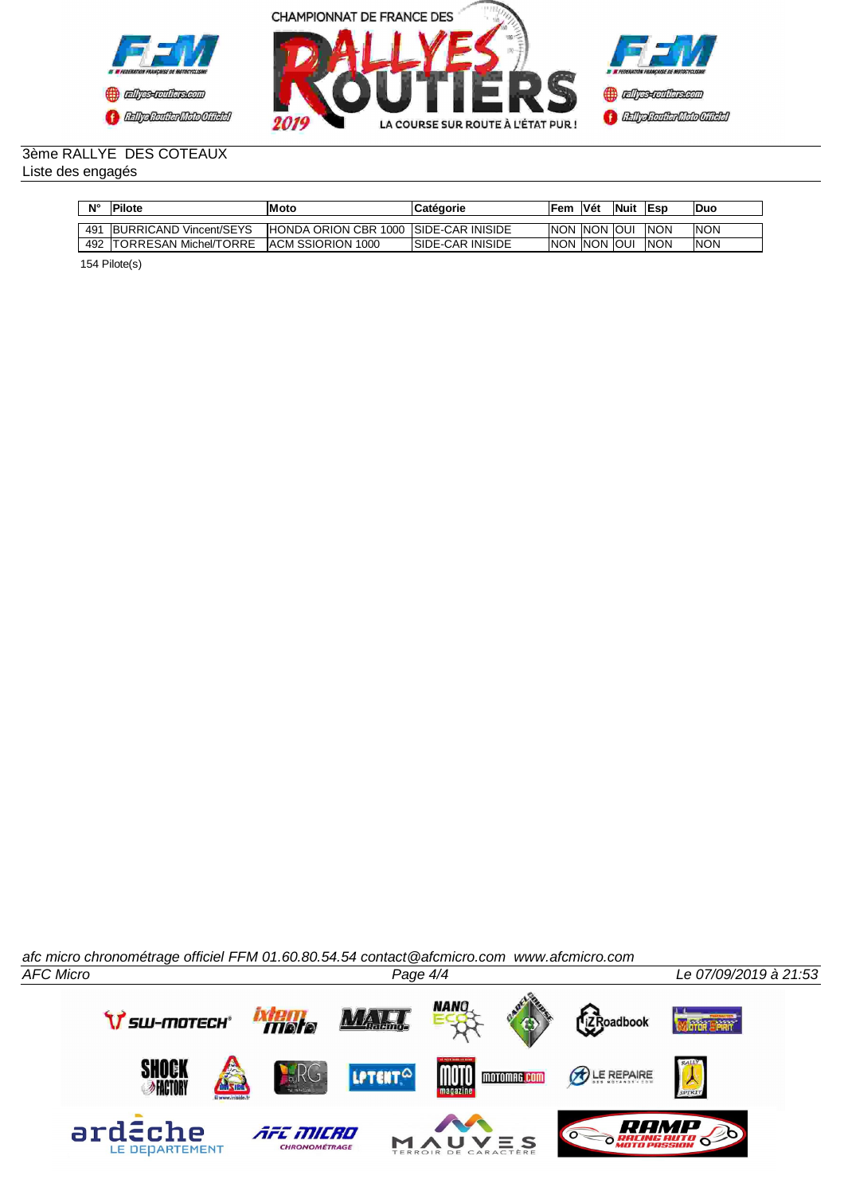3ème RALLYE DES COTEAUX
Liste des engagés

| N° | Pilote | Moto | Catégorie | Fem | Vét | Nuit | Esp | Duo |
|---|---|---|---|---|---|---|---|---|
| 491 | BURRICAND Vincent/SEYS | HONDA ORION CBR 1000 | SIDE-CAR INISIDE | NON | NON | OUI | NON | NON |
| 492 | TORRESAN Michel/TORRE | ACM SSIORION 1000 | SIDE-CAR INISIDE | NON | NON | OUI | NON | NON |

154 Pilote(s)

*afc micro chronométrage officiel FFM 01.60.80.54.54 contact@afcmicro.com www.afcmicro.com*

*AFC Micro* *Le 07/09/2019 à 21:53*